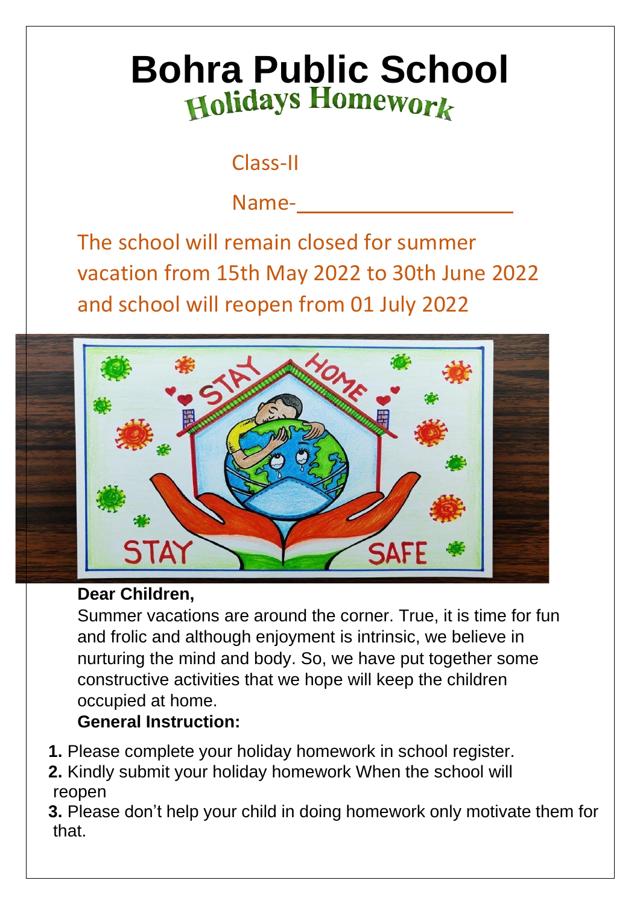# Bohra Public School

## Holidays Homework

Class-II

Name-____________________

The school will remain closed for summer vacation from 15th May 2022 to 30th June 2022 and school will reopen from 01 July 2022

**Dear Children,**

Summer vacations are around the corner. True, it is time for fun and frolic and although enjoyment is intrinsic, we believe in nurturing the mind and body. So, we have put together some constructive activities that we hope will keep the children occupied at home.

**General Instruction:**

1. Please complete your holiday homework in school register.
2. Kindly submit your holiday homework When the school will reopen
3. Please don't help your child in doing homework only motivate them for that.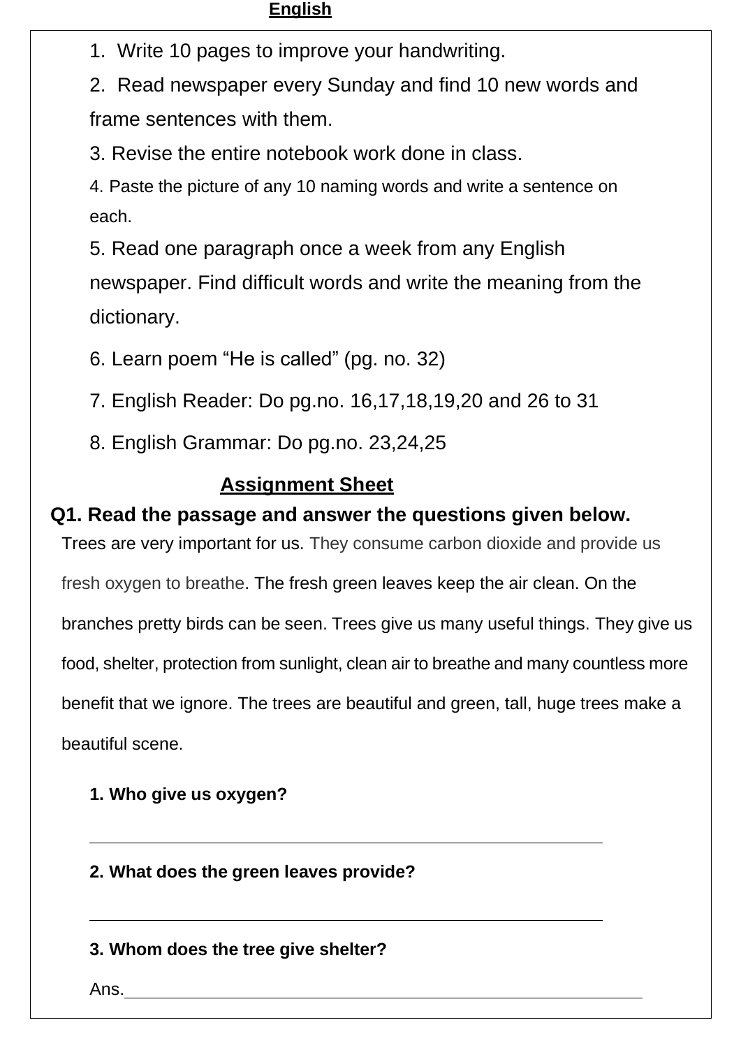## English

1. Write 10 pages to improve your handwriting.
2. Read newspaper every Sunday and find 10 new words and frame sentences with them.
3. Revise the entire notebook work done in class.
4. Paste the picture of any 10 naming words and write a sentence on each.
5. Read one paragraph once a week from any English newspaper. Find difficult words and write the meaning from the dictionary.
6. Learn poem "He is called" (pg. no. 32)
7. English Reader: Do pg.no. 16,17,18,19,20 and 26 to 31
8. English Grammar: Do pg.no. 23,24,25

## Assignment Sheet

**Q1. Read the passage and answer the questions given below.**

Trees are very important for us. They consume carbon dioxide and provide us fresh oxygen to breathe. The fresh green leaves keep the air clean. On the branches pretty birds can be seen. Trees give us many useful things. They give us food, shelter, protection from sunlight, clean air to breathe and many countless more benefit that we ignore. The trees are beautiful and green, tall, huge trees make a beautiful scene.

**1. Who give us oxygen?**

______________________________________________

**2. What does the green leaves provide?**

______________________________________________

**3. Whom does the tree give shelter?**

Ans.______________________________________________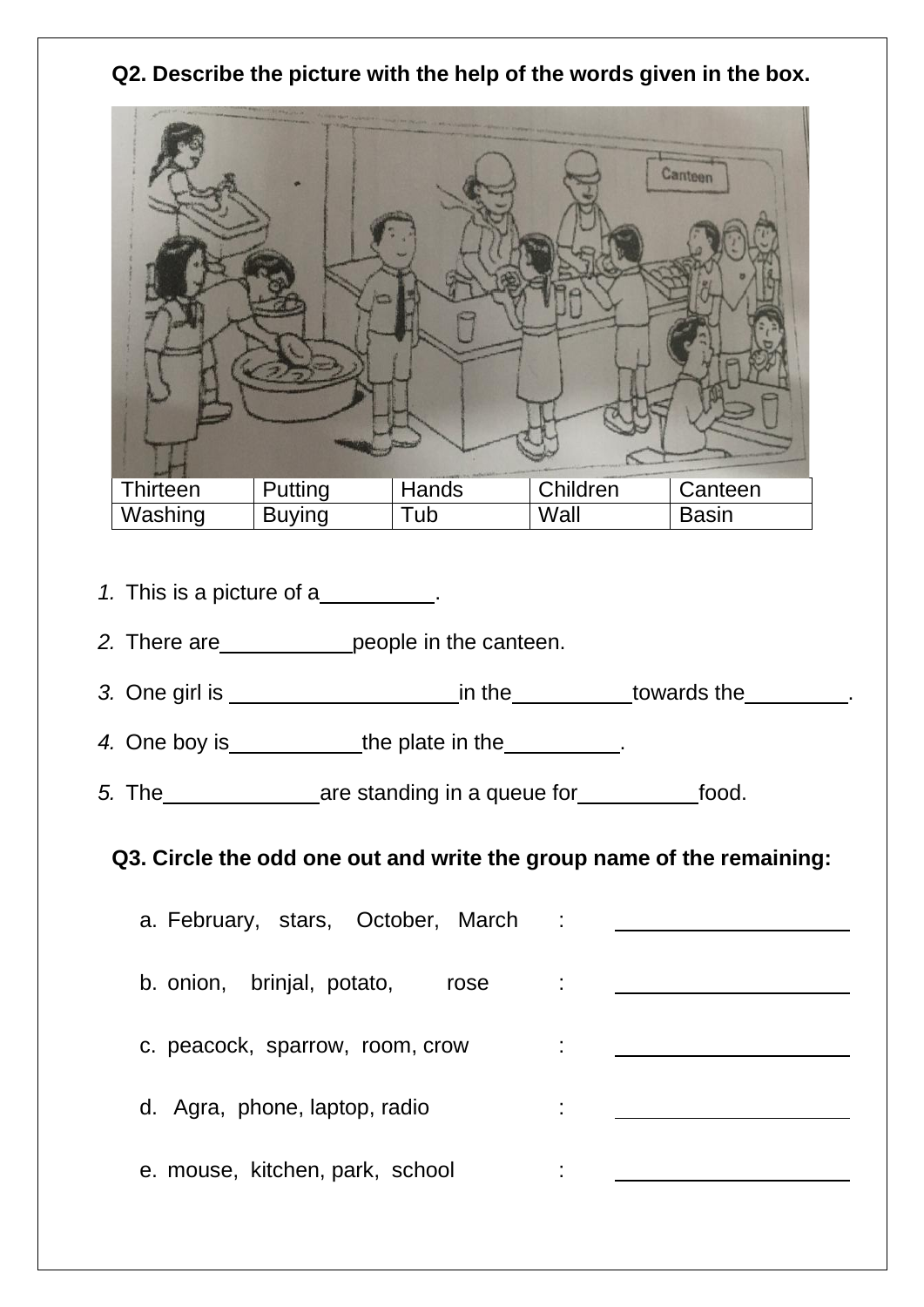**Q2. Describe the picture with the help of the words given in the box.**

| Thirteen | Putting | Hands | Children | Canteen |
|---|---|---|---|---|
| Washing | Buying | Tub | Wall | Basin |

1. This is a picture of a__________.
2. There are___________people in the canteen.
3. One girl is ____________________in the__________towards the_________.
4. One boy is___________the plate in the__________.
5. The_____________are standing in a queue for__________food.

**Q3. Circle the odd one out and write the group name of the remaining:**

a. February, stars, October, March : ____________________

b. onion, brinjal, potato, rose : ____________________

c. peacock, sparrow, room, crow : ____________________

d. Agra, phone, laptop, radio : ____________________

e. mouse, kitchen, park, school : ____________________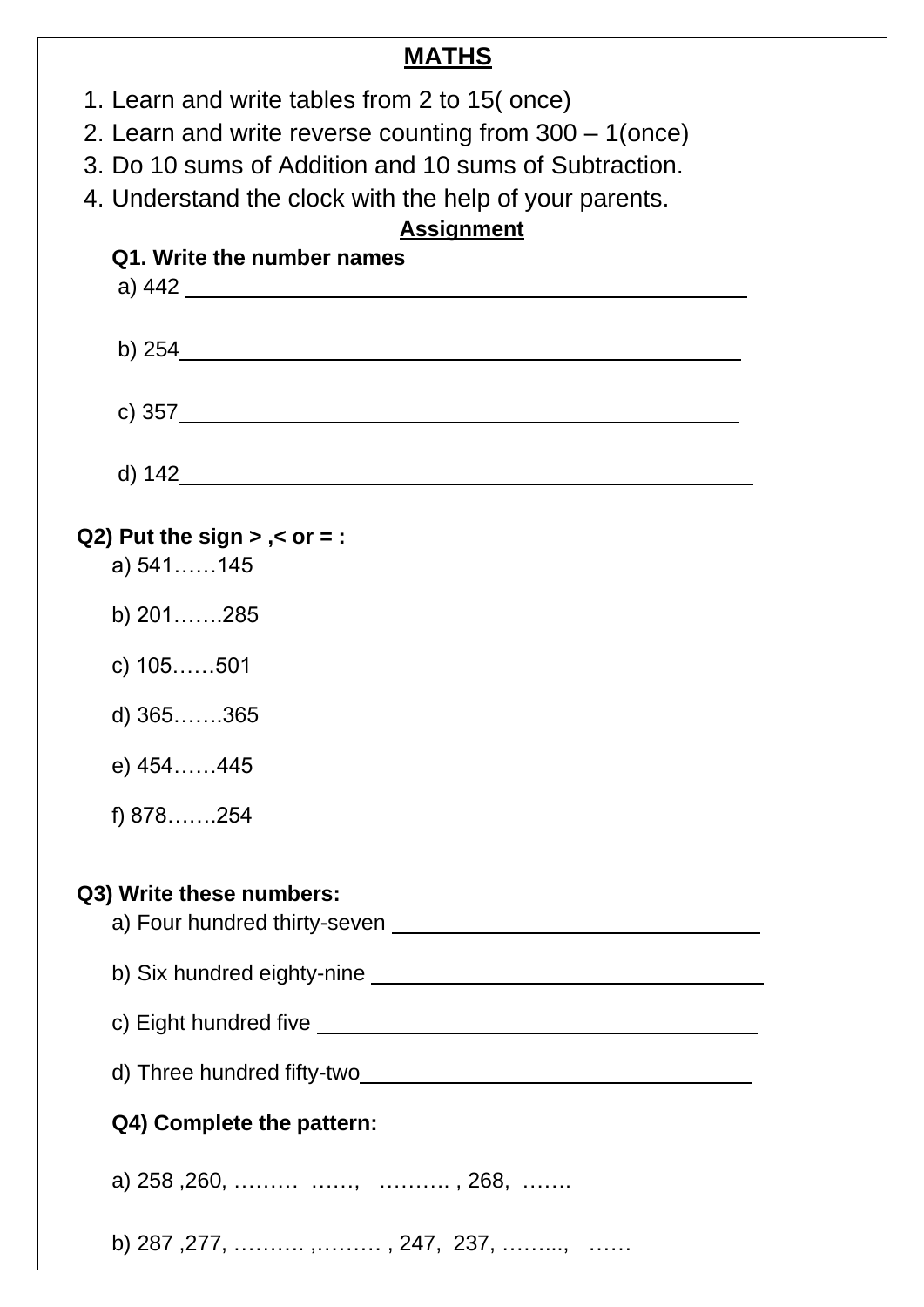## MATHS

1. Learn and write tables from 2 to 15( once)
2. Learn and write reverse counting from 300 – 1(once)
3. Do 10 sums of Addition and 10 sums of Subtraction.
4. Understand the clock with the help of your parents.

### Assignment

**Q1. Write the number names**

a) 442 ______________________________________________

b) 254______________________________________________

c) 357______________________________________________

d) 142______________________________________________

**Q2) Put the sign > ,< or = :**

a) 541……145

b) 201…….285

c) 105……501

d) 365…….365

e) 454……445

f) 878…….254

**Q3) Write these numbers:**

a) Four hundred thirty-seven ______________________________

b) Six hundred eighty-nine ________________________________

c) Eight hundred five ____________________________________

d) Three hundred fifty-two_________________________________

**Q4) Complete the pattern:**

a) 258 ,260, ……… ……, ………. , 268, …….

b) 287 ,277, ………. ,……… , 247, 237, ……..., ……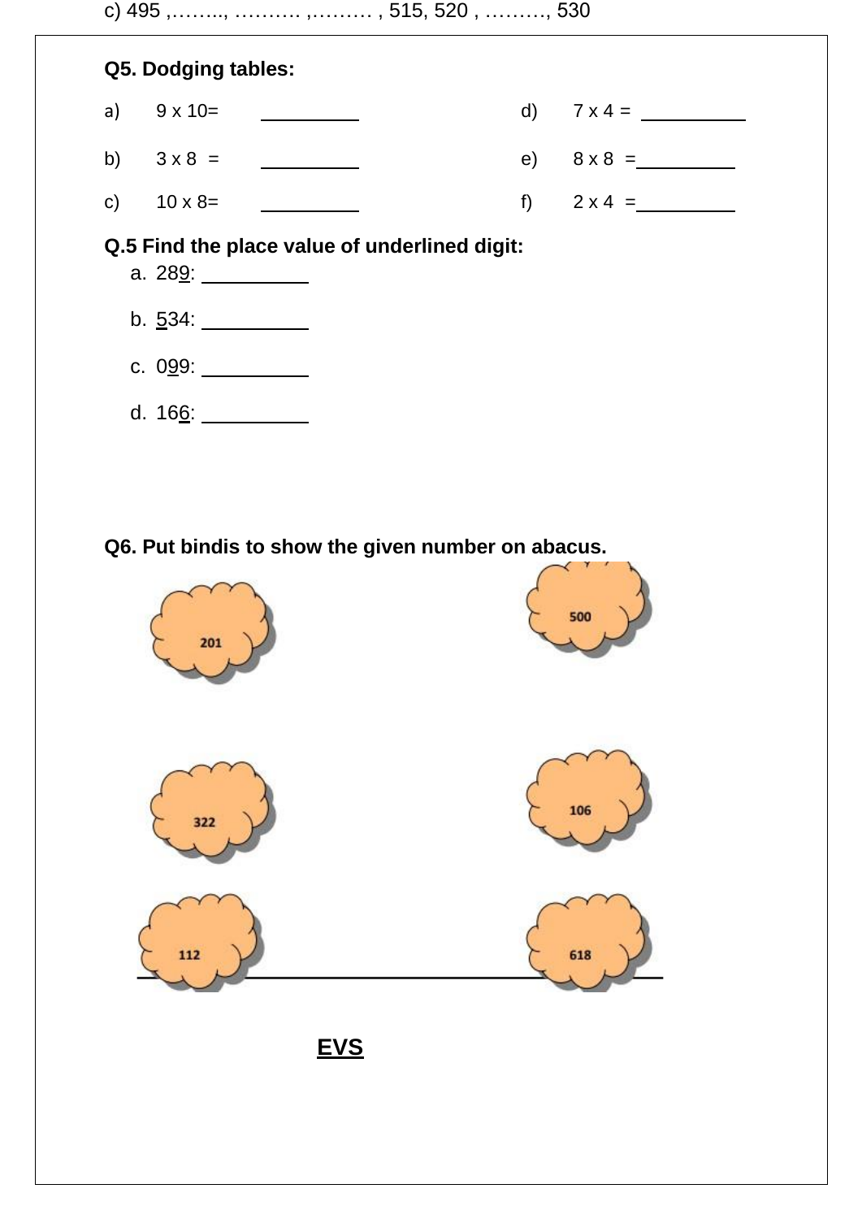c) 495 ,…….., ………. ,……… , 515, 520 , ………, 530

**Q5. Dodging tables:**

a) 9 x 10= __________

b) 3 x 8 = __________

c) 10 x 8= __________

d) 7 x 4 = __________

e) 8 x 8 = __________

f) 2 x 4 = __________

**Q.5 Find the place value of underlined digit:**

a. 28<u>9</u>: __________

b. <u>5</u>34: __________

c. 0<u>9</u>9: __________

d. 16<u>6</u>: __________

**Q6. Put bindis to show the given number on abacus.**

201

500

322

106

112

618

**EVS**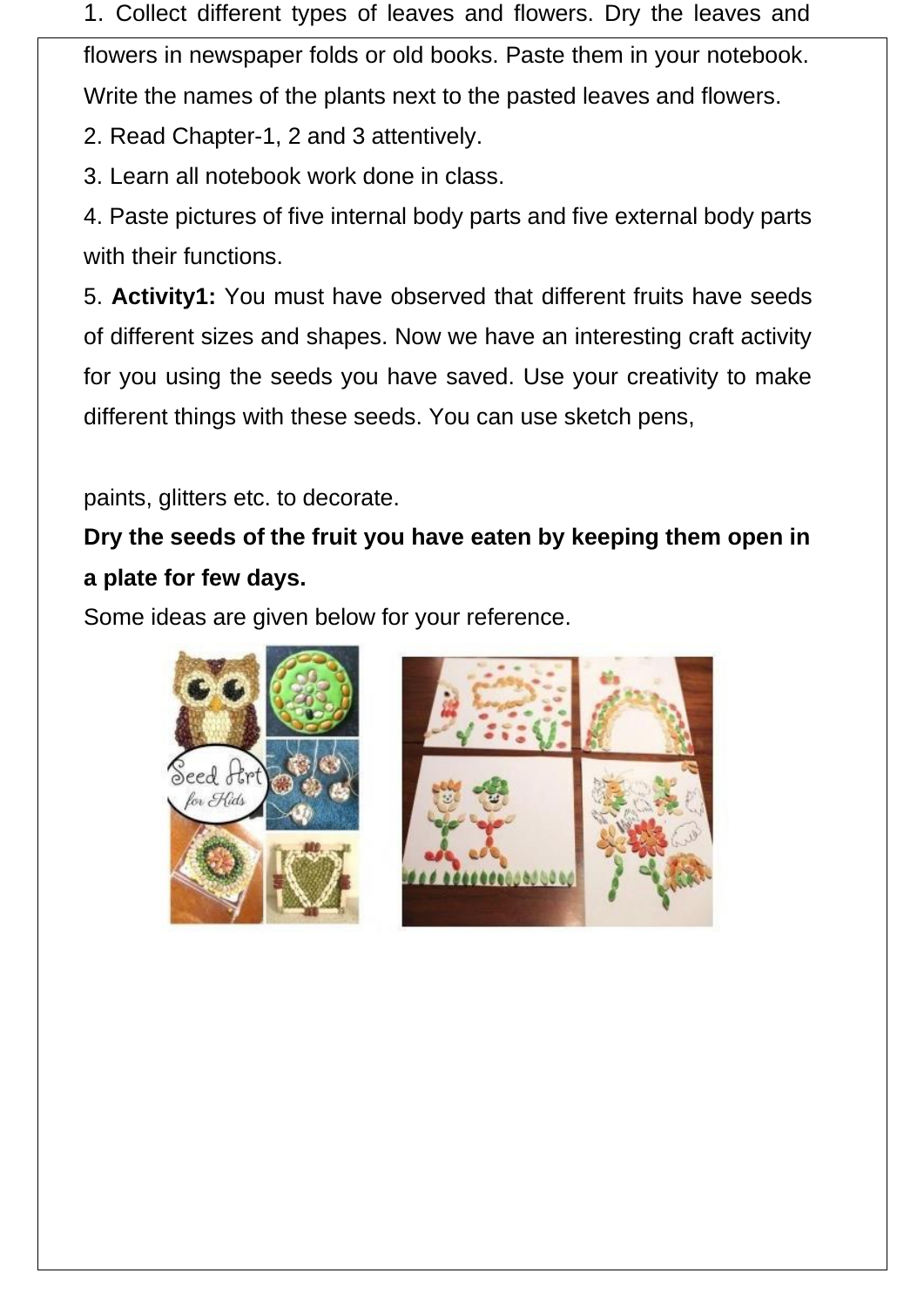1. Collect different types of leaves and flowers. Dry the leaves and flowers in newspaper folds or old books. Paste them in your notebook. Write the names of the plants next to the pasted leaves and flowers.
2. Read Chapter-1, 2 and 3 attentively.
3. Learn all notebook work done in class.
4. Paste pictures of five internal body parts and five external body parts with their functions.
5. **Activity1:** You must have observed that different fruits have seeds of different sizes and shapes. Now we have an interesting craft activity for you using the seeds you have saved. Use your creativity to make different things with these seeds. You can use sketch pens,

paints, glitters etc. to decorate.

**Dry the seeds of the fruit you have eaten by keeping them open in a plate for few days.**

Some ideas are given below for your reference.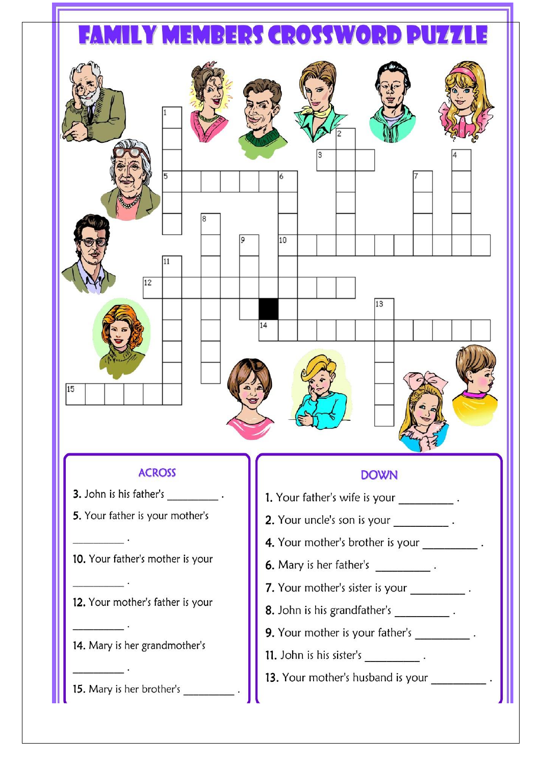# FAMILY MEMBERS CROSSWORD PUZZLE

## ACROSS

**3.** John is his father's _________ .

**5.** Your father is your mother's _________ .

**10.** Your father's mother is your _________ .

**12.** Your mother's father is your _________ .

**14.** Mary is her grandmother's _________ .

**15.** Mary is her brother's _________ .

## DOWN

**1.** Your father's wife is your _________ .

**2.** Your uncle's son is your _________ .

**4.** Your mother's brother is your _________ .

**6.** Mary is her father's _________ .

**7.** Your mother's sister is your _________ .

**8.** John is his grandfather's _________ .

**9.** Your mother is your father's _________ .

**11.** John is his sister's _________ .

**13.** Your mother's husband is your _________ .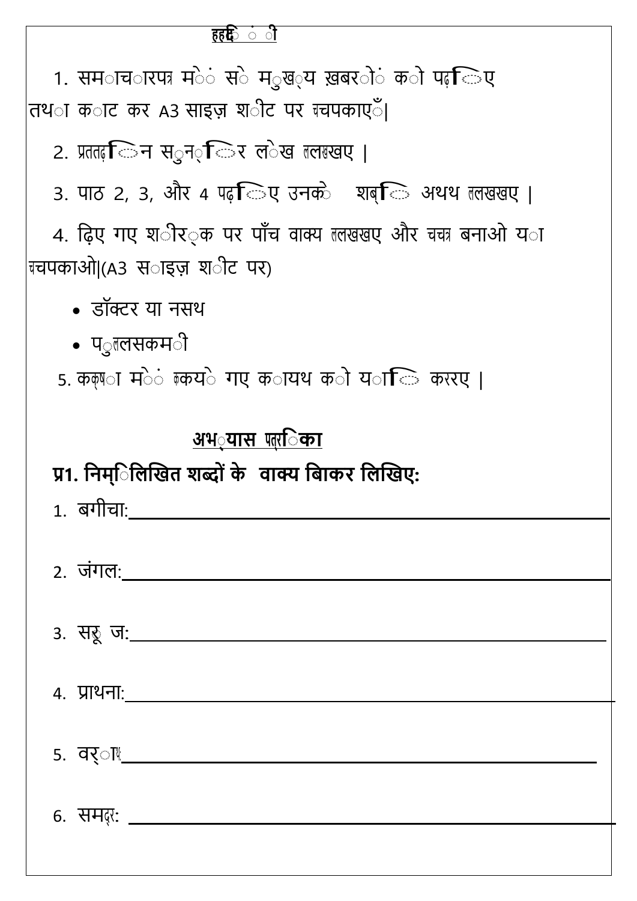# हिंदी

1. समाचारपत्र में से मुख्य ख़बरों को पढ़िए तथा काट कर A3 साइज़ शीट पर चिपकाएँ|

2. प्रतिदिन सुन्दर लेख लिखिए |

3. पाठ 2, 3, और 4 पढ़िए उनके शब्द अर्थ लिखिए |

4. दिए गए शीर्षक पर पाँच वाक्य लिखिए और चित्र बनाओ या चिपकाओ|(A3 साइज़ शीट पर)

- डॉक्टर या नर्स
- पुलिसकर्मी

5. कक्षा में किये गए कार्य को याद करिए |

## अभ्यास पत्रिका

**प्र1. निम्लिखित शब्दों के वाक्य बनाकर लिखिए:**

1. बगीचा: ____________________

2. जंगल: ____________________

3. सूरज: ____________________

4. प्रार्थना: ____________________

5. वर्षा: ____________________

6. समुद्र: ____________________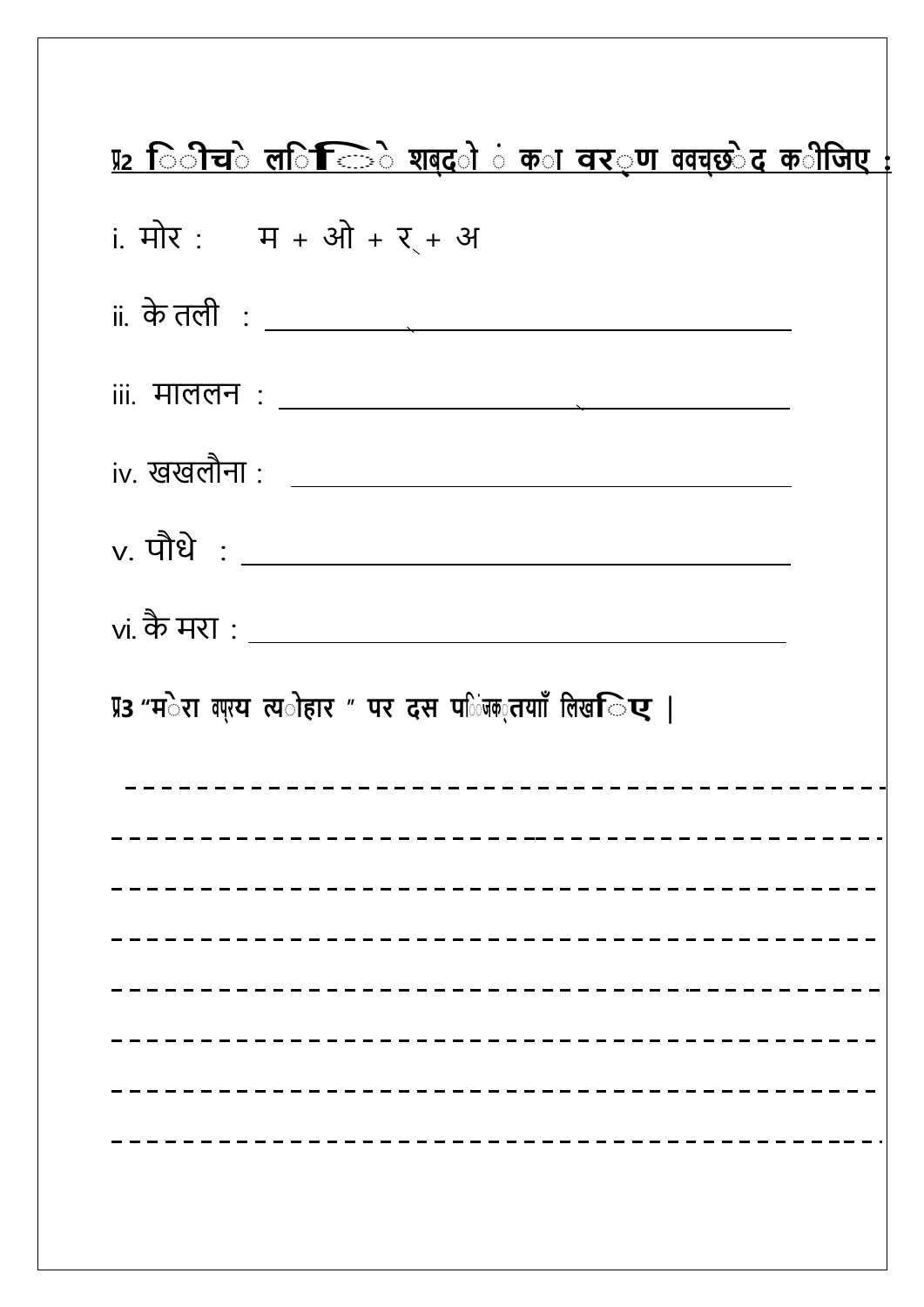**प्र2 निम्नलिखित शब्दों का वर्ण विच्छेद कीजिए :**

i. मोर : म + ओ + र् + अ

ii. केतली : ________________________________

iii. माललन : ________________________________

iv. खखलौना : ________________________________

v. पौधे : ________________________________

vi. कैमरा : ________________________________

**प्र3 "मेरा प्रिय त्योहार" पर दस पंक्तियाँ लिखिए |**

----------------------------------------

----------------------------------------

----------------------------------------

----------------------------------------

----------------------------------------

----------------------------------------

----------------------------------------

----------------------------------------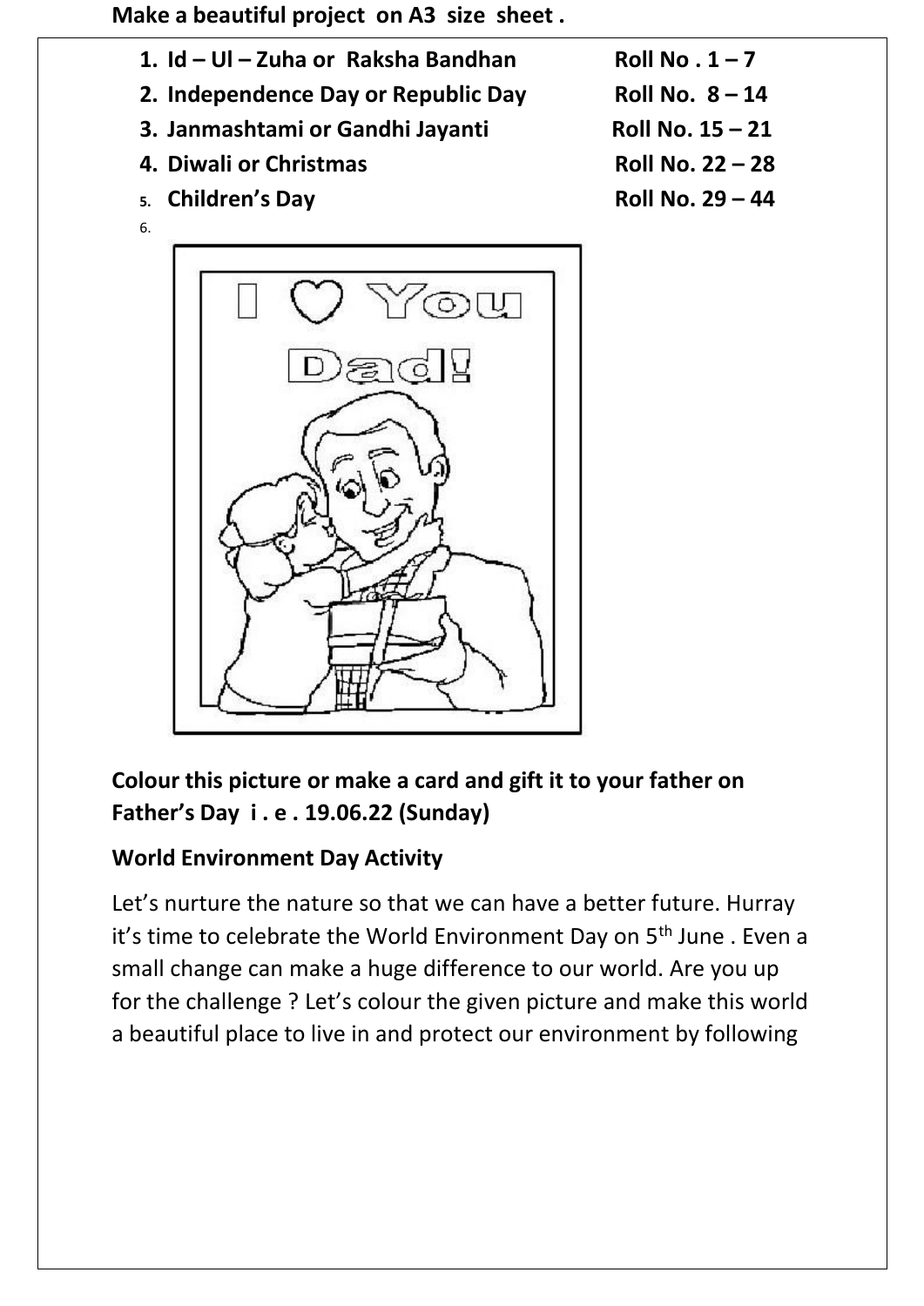**Make a beautiful project on A3 size sheet .**

1. **Id – Ul – Zuha or Raksha Bandhan** **Roll No . 1 – 7**
2. **Independence Day or Republic Day** **Roll No. 8 – 14**
3. **Janmashtami or Gandhi Jayanti** **Roll No. 15 – 21**
4. **Diwali or Christmas** **Roll No. 22 – 28**
5. **Children's Day** **Roll No. 29 – 44**
6. 

**Colour this picture or make a card and gift it to your father on Father's Day i . e . 19.06.22 (Sunday)**

**World Environment Day Activity**

Let's nurture the nature so that we can have a better future. Hurray it's time to celebrate the World Environment Day on 5th June . Even a small change can make a huge difference to our world. Are you up for the challenge ? Let's colour the given picture and make this world a beautiful place to live in and protect our environment by following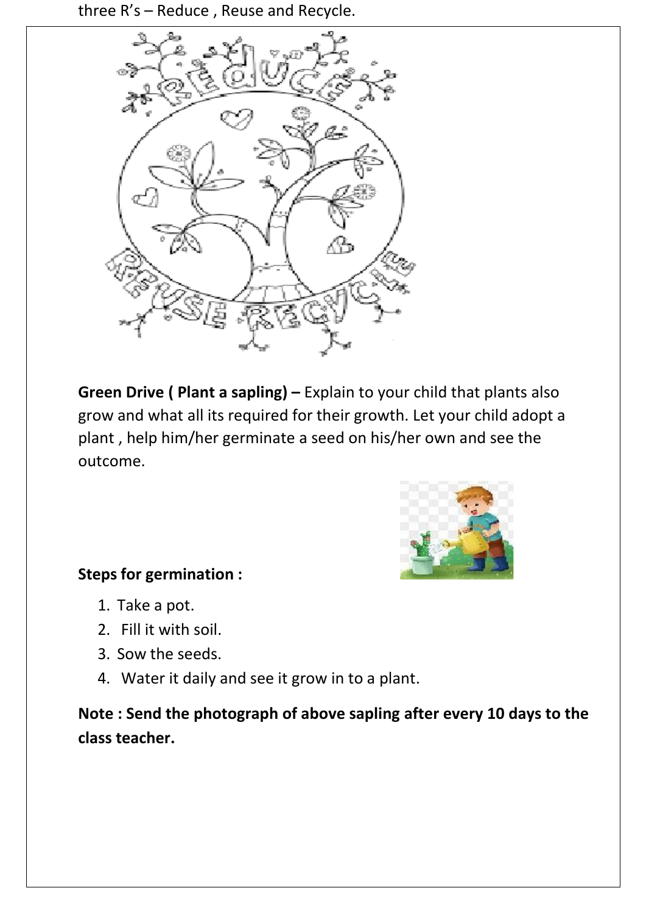three R's – Reduce , Reuse and Recycle.

**Green Drive ( Plant a sapling) –** Explain to your child that plants also grow and what all its required for their growth. Let your child adopt a plant , help him/her germinate a seed on his/her own and see the outcome.

**Steps for germination :**

1. Take a pot.
2. Fill it with soil.
3. Sow the seeds.
4. Water it daily and see it grow in to a plant.

**Note : Send the photograph of above sapling after every 10 days to the class teacher.**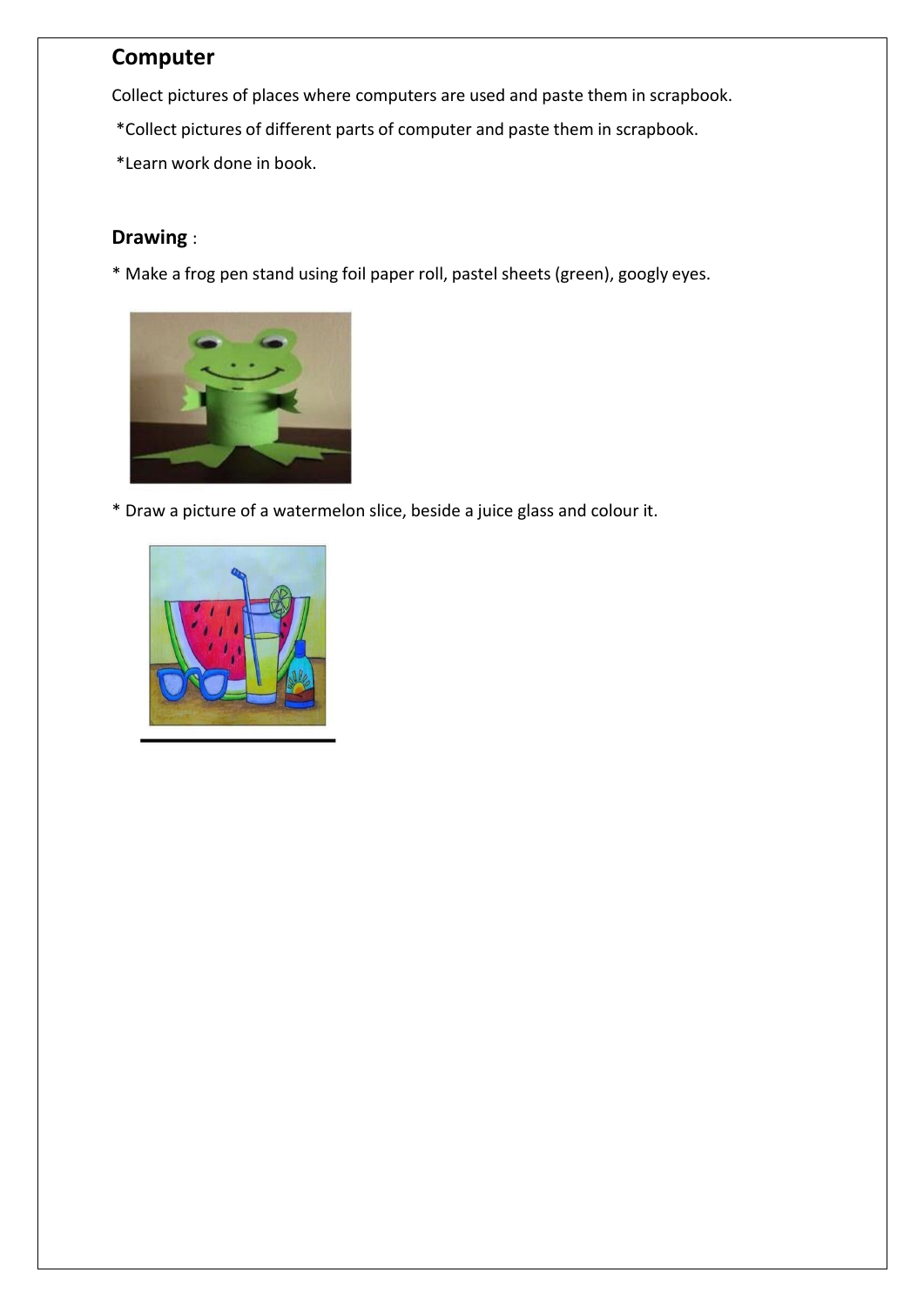## Computer

Collect pictures of places where computers are used and paste them in scrapbook.

*Collect pictures of different parts of computer and paste them in scrapbook.

*Learn work done in book.

## Drawing :

* Make a frog pen stand using foil paper roll, pastel sheets (green), googly eyes.

* Draw a picture of a watermelon slice, beside a juice glass and colour it.